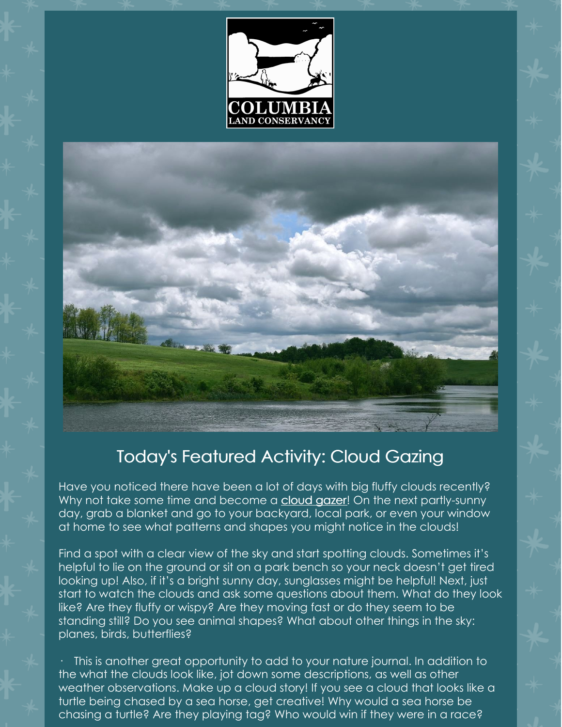COLUMBIA
LAND CONSERVANCY

# Today's Featured Activity: Cloud Gazing

Have you noticed there have been a lot of days with big fluffy clouds recently? Why not take some time and become a cloud gazer! On the next partly-sunny day, grab a blanket and go to your backyard, local park, or even your window at home to see what patterns and shapes you might notice in the clouds!

Find a spot with a clear view of the sky and start spotting clouds. Sometimes it's helpful to lie on the ground or sit on a park bench so your neck doesn't get tired looking up! Also, if it's a bright sunny day, sunglasses might be helpful! Next, just start to watch the clouds and ask some questions about them. What do they look like? Are they fluffy or wispy? Are they moving fast or do they seem to be standing still? Do you see animal shapes? What about other things in the sky: planes, birds, butterflies?

· This is another great opportunity to add to your nature journal. In addition to the what the clouds look like, jot down some descriptions, as well as other weather observations. Make up a cloud story! If you see a cloud that looks like a turtle being chased by a sea horse, get creative! Why would a sea horse be chasing a turtle? Are they playing tag? Who would win if they were in a race?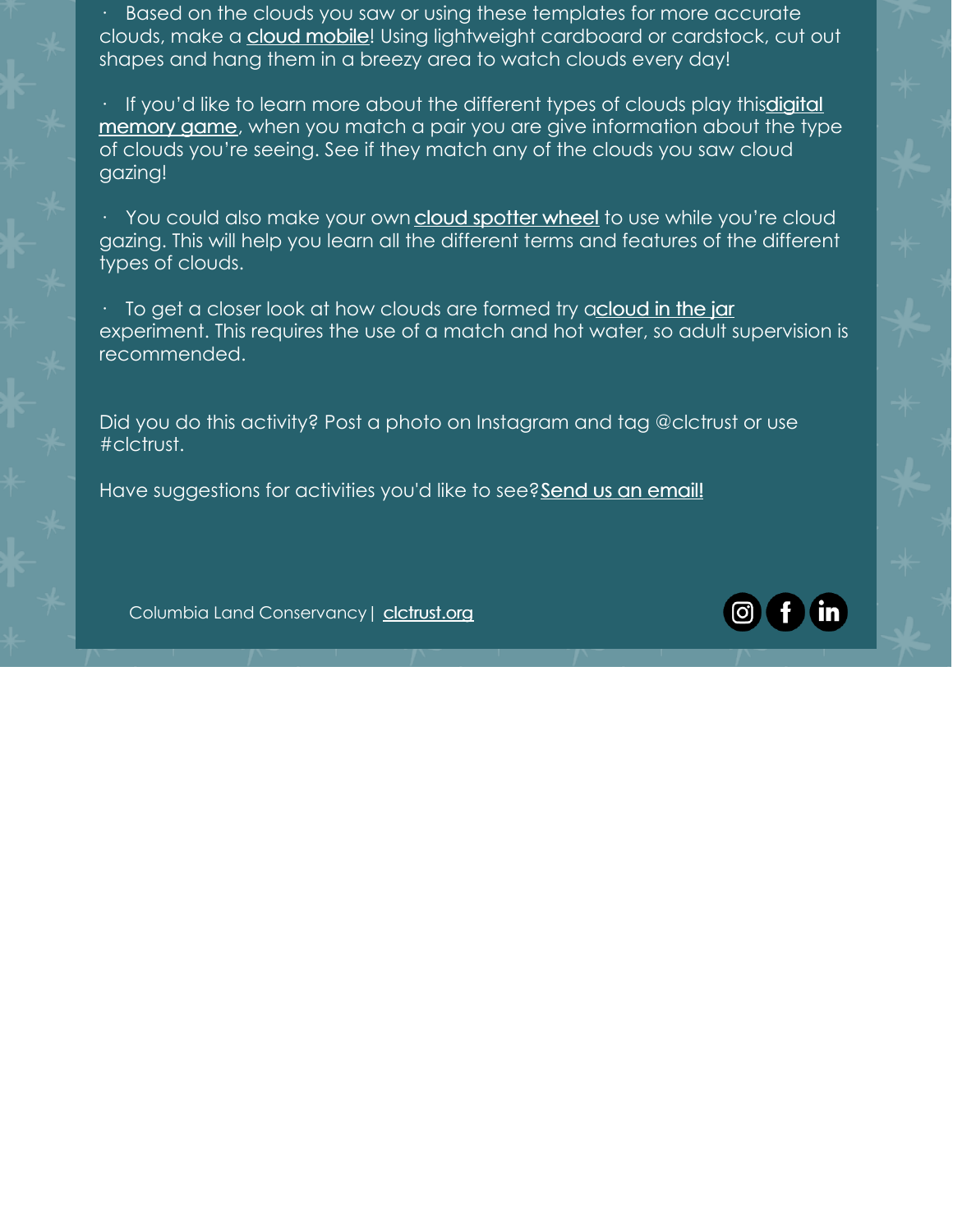- Based on the clouds you saw or using these templates for more accurate clouds, make a cloud mobile! Using lightweight cardboard or cardstock, cut out shapes and hang them in a breezy area to watch clouds every day!

- If you'd like to learn more about the different types of clouds play thisdigital memory game, when you match a pair you are give information about the type of clouds you're seeing. See if they match any of the clouds you saw cloud gazing!

- You could also make your own cloud spotter wheel to use while you're cloud gazing. This will help you learn all the different terms and features of the different types of clouds.

- To get a closer look at how clouds are formed try acloud in the jar experiment. This requires the use of a match and hot water, so adult supervision is recommended.

Did you do this activity? Post a photo on Instagram and tag @clctrust or use #clctrust.

Have suggestions for activities you'd like to see?Send us an email!

Columbia Land Conservancy | clctrust.org